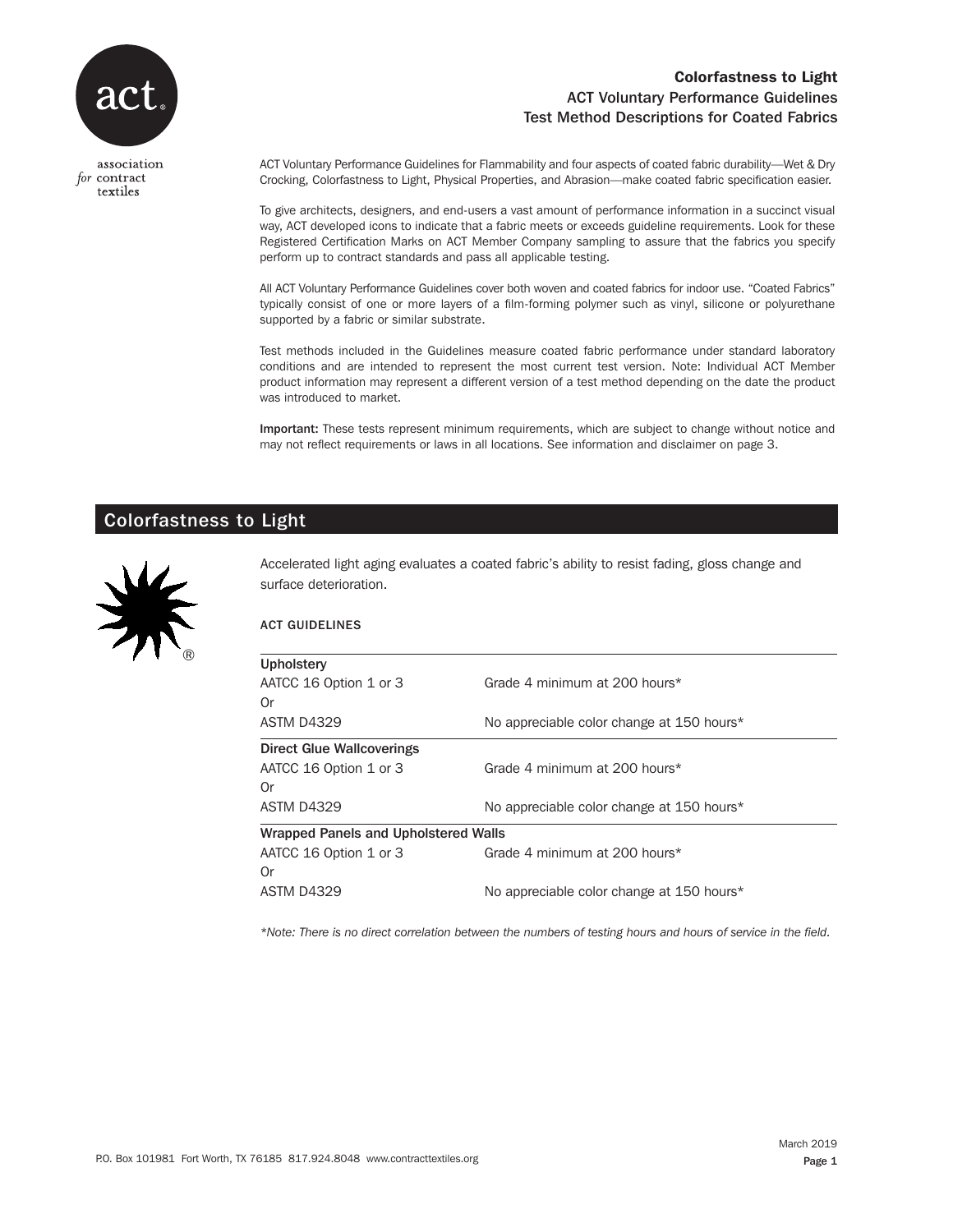association for contract textiles

# Colorfastness to Light

## ACT Voluntary Performance Guidelines

## Test Method Descriptions for Coated Fabrics

ACT Voluntary Performance Guidelines for Flammability and four aspects of coated fabric durability—Wet & Dry Crocking, Colorfastness to Light, Physical Properties, and Abrasion—make coated fabric specification easier.

To give architects, designers, and end-users a vast amount of performance information in a succinct visual way, ACT developed icons to indicate that a fabric meets or exceeds guideline requirements. Look for these Registered Certification Marks on ACT Member Company sampling to assure that the fabrics you specify perform up to contract standards and pass all applicable testing.

All ACT Voluntary Performance Guidelines cover both woven and coated fabrics for indoor use. "Coated Fabrics" typically consist of one or more layers of a film-forming polymer such as vinyl, silicone or polyurethane supported by a fabric or similar substrate.

Test methods included in the Guidelines measure coated fabric performance under standard laboratory conditions and are intended to represent the most current test version. Note: Individual ACT Member product information may represent a different version of a test method depending on the date the product was introduced to market.

**Important:** These tests represent minimum requirements, which are subject to change without notice and may not reflect requirements or laws in all locations. See information and disclaimer on page 3.

## Colorfastness to Light

Accelerated light aging evaluates a coated fabric's ability to resist fading, gloss change and surface deterioration.

### ACT GUIDELINES

| | |
|---|---|
| **Upholstery** | |
| AATCC 16 Option 1 or 3 | Grade 4 minimum at 200 hours* |
| Or | |
| ASTM D4329 | No appreciable color change at 150 hours* |
| **Direct Glue Wallcoverings** | |
| AATCC 16 Option 1 or 3 | Grade 4 minimum at 200 hours* |
| Or | |
| ASTM D4329 | No appreciable color change at 150 hours* |
| **Wrapped Panels and Upholstered Walls** | |
| AATCC 16 Option 1 or 3 | Grade 4 minimum at 200 hours* |
| Or | |
| ASTM D4329 | No appreciable color change at 150 hours* |

*\*Note: There is no direct correlation between the numbers of testing hours and hours of service in the field.*

P.O. Box 101981 Fort Worth, TX 76185 817.924.8048 www.contracttextiles.org

March 2019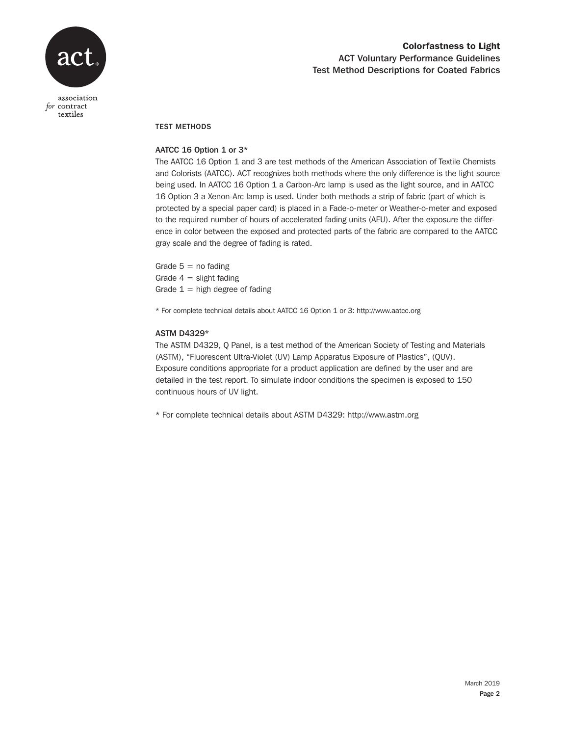## TEST METHODS

### AATCC 16 Option 1 or 3*

The AATCC 16 Option 1 and 3 are test methods of the American Association of Textile Chemists and Colorists (AATCC). ACT recognizes both methods where the only difference is the light source being used. In AATCC 16 Option 1 a Carbon-Arc lamp is used as the light source, and in AATCC 16 Option 3 a Xenon-Arc lamp is used. Under both methods a strip of fabric (part of which is protected by a special paper card) is placed in a Fade-o-meter or Weather-o-meter and exposed to the required number of hours of accelerated fading units (AFU). After the exposure the difference in color between the exposed and protected parts of the fabric are compared to the AATCC gray scale and the degree of fading is rated.

Grade 5 = no fading
Grade 4 = slight fading
Grade 1 = high degree of fading

* For complete technical details about AATCC 16 Option 1 or 3: http://www.aatcc.org

### ASTM D4329*

The ASTM D4329, Q Panel, is a test method of the American Society of Testing and Materials (ASTM), "Fluorescent Ultra-Violet (UV) Lamp Apparatus Exposure of Plastics", (QUV). Exposure conditions appropriate for a product application are defined by the user and are detailed in the test report. To simulate indoor conditions the specimen is exposed to 150 continuous hours of UV light.

* For complete technical details about ASTM D4329: http://www.astm.org

March 2019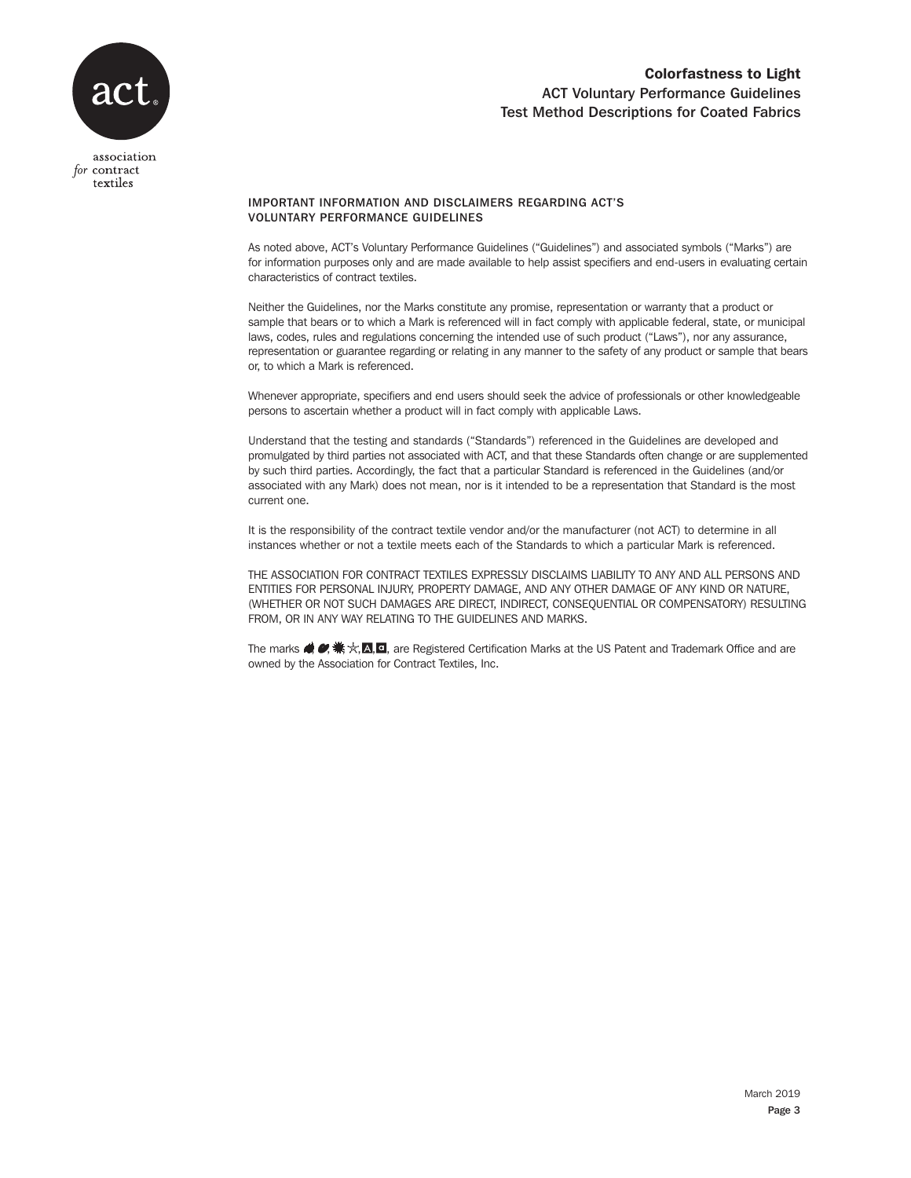### IMPORTANT INFORMATION AND DISCLAIMERS REGARDING ACT'S VOLUNTARY PERFORMANCE GUIDELINES

As noted above, ACT's Voluntary Performance Guidelines ("Guidelines") and associated symbols ("Marks") are for information purposes only and are made available to help assist specifiers and end-users in evaluating certain characteristics of contract textiles.

Neither the Guidelines, nor the Marks constitute any promise, representation or warranty that a product or sample that bears or to which a Mark is referenced will in fact comply with applicable federal, state, or municipal laws, codes, rules and regulations concerning the intended use of such product ("Laws"), nor any assurance, representation or guarantee regarding or relating in any manner to the safety of any product or sample that bears or, to which a Mark is referenced.

Whenever appropriate, specifiers and end users should seek the advice of professionals or other knowledgeable persons to ascertain whether a product will in fact comply with applicable Laws.

Understand that the testing and standards ("Standards") referenced in the Guidelines are developed and promulgated by third parties not associated with ACT, and that these Standards often change or are supplemented by such third parties. Accordingly, the fact that a particular Standard is referenced in the Guidelines (and/or associated with any Mark) does not mean, nor is it intended to be a representation that Standard is the most current one.

It is the responsibility of the contract textile vendor and/or the manufacturer (not ACT) to determine in all instances whether or not a textile meets each of the Standards to which a particular Mark is referenced.

THE ASSOCIATION FOR CONTRACT TEXTILES EXPRESSLY DISCLAIMS LIABILITY TO ANY AND ALL PERSONS AND ENTITIES FOR PERSONAL INJURY, PROPERTY DAMAGE, AND ANY OTHER DAMAGE OF ANY KIND OR NATURE, (WHETHER OR NOT SUCH DAMAGES ARE DIRECT, INDIRECT, CONSEQUENTIAL OR COMPENSATORY) RESULTING FROM, OR IN ANY WAY RELATING TO THE GUIDELINES AND MARKS.

The marks , , , , , , are Registered Certification Marks at the US Patent and Trademark Office and are owned by the Association for Contract Textiles, Inc.